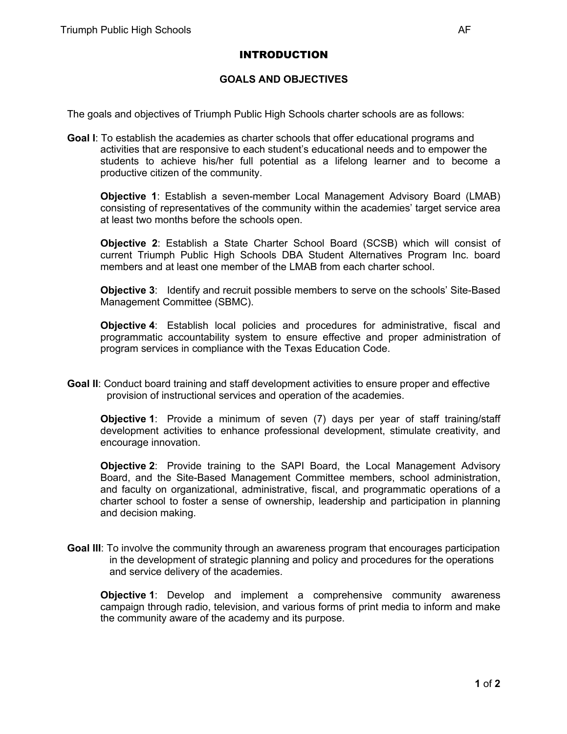# INTRODUCTION

## GOALS AND OBJECTIVES

The goals and objectives of Triumph Public High Schools charter schools are as follows:

**Goal I**: To establish the academies as charter schools that offer educational programs and activities that are responsive to each student's educational needs and to empower the students to achieve his/her full potential as a lifelong learner and to become a productive citizen of the community.

**Objective 1**: Establish a seven-member Local Management Advisory Board (LMAB) consisting of representatives of the community within the academies' target service area at least two months before the schools open.

**Objective 2**: Establish a State Charter School Board (SCSB) which will consist of current Triumph Public High Schools DBA Student Alternatives Program Inc. board members and at least one member of the LMAB from each charter school.

**Objective 3**: Identify and recruit possible members to serve on the schools' Site-Based Management Committee (SBMC).

**Objective 4**: Establish local policies and procedures for administrative, fiscal and programmatic accountability system to ensure effective and proper administration of program services in compliance with the Texas Education Code.

**Goal II**: Conduct board training and staff development activities to ensure proper and effective provision of instructional services and operation of the academies.

**Objective 1**: Provide a minimum of seven (7) days per year of staff training/staff development activities to enhance professional development, stimulate creativity, and encourage innovation.

**Objective 2**: Provide training to the SAPI Board, the Local Management Advisory Board, and the Site-Based Management Committee members, school administration, and faculty on organizational, administrative, fiscal, and programmatic operations of a charter school to foster a sense of ownership, leadership and participation in planning and decision making.

**Goal III**: To involve the community through an awareness program that encourages participation in the development of strategic planning and policy and procedures for the operations and service delivery of the academies.

**Objective 1**: Develop and implement a comprehensive community awareness campaign through radio, television, and various forms of print media to inform and make the community aware of the academy and its purpose.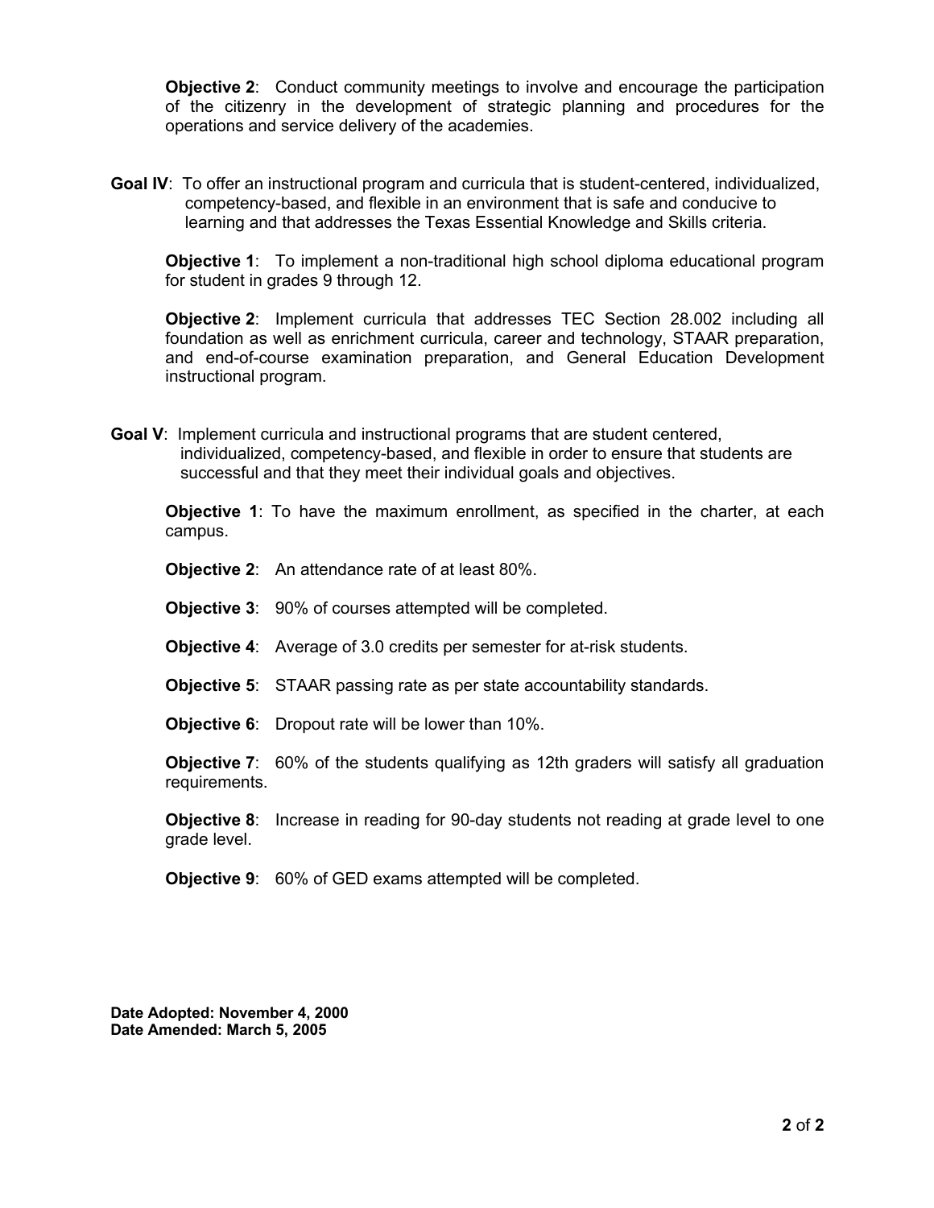**Objective 2**: Conduct community meetings to involve and encourage the participation of the citizenry in the development of strategic planning and procedures for the operations and service delivery of the academies.

**Goal IV**: To offer an instructional program and curricula that is student-centered, individualized, competency-based, and flexible in an environment that is safe and conducive to learning and that addresses the Texas Essential Knowledge and Skills criteria.

**Objective 1**: To implement a non-traditional high school diploma educational program for student in grades 9 through 12.

**Objective 2**: Implement curricula that addresses TEC Section 28.002 including all foundation as well as enrichment curricula, career and technology, STAAR preparation, and end-of-course examination preparation, and General Education Development instructional program.

**Goal V**: Implement curricula and instructional programs that are student centered, individualized, competency-based, and flexible in order to ensure that students are successful and that they meet their individual goals and objectives.

**Objective 1**: To have the maximum enrollment, as specified in the charter, at each campus.

**Objective 2**: An attendance rate of at least 80%.

**Objective 3**: 90% of courses attempted will be completed.

**Objective 4**: Average of 3.0 credits per semester for at-risk students.

**Objective 5**: STAAR passing rate as per state accountability standards.

**Objective 6**: Dropout rate will be lower than 10%.

**Objective 7**: 60% of the students qualifying as 12th graders will satisfy all graduation requirements.

**Objective 8**: Increase in reading for 90-day students not reading at grade level to one grade level.

**Objective 9**: 60% of GED exams attempted will be completed.

**Date Adopted: November 4, 2000**
**Date Amended: March 5, 2005**